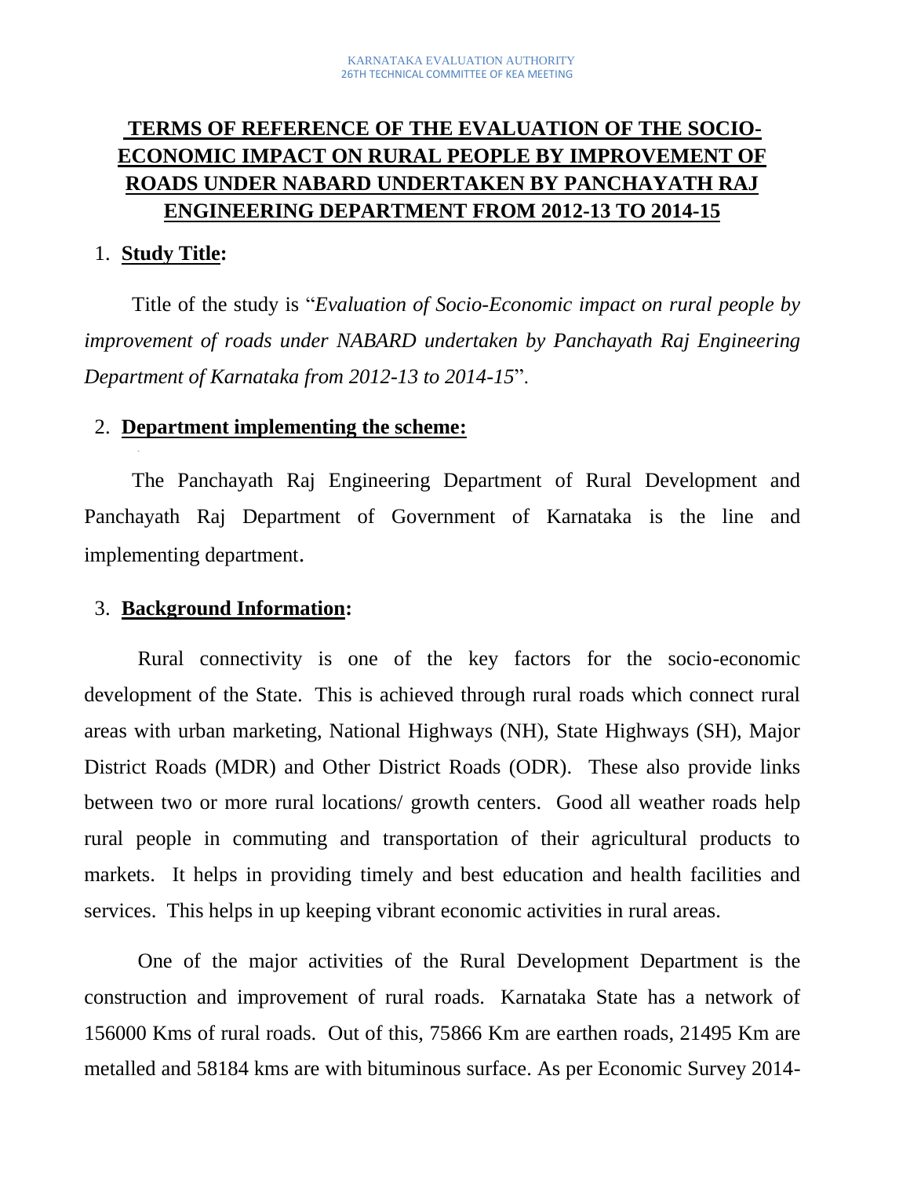# TERMS OF REFERENCE OF THE EVALUATION OF THE SOCIO-ECONOMIC IMPACT ON RURAL PEOPLE BY IMPROVEMENT OF ROADS UNDER NABARD UNDERTAKEN BY PANCHAYATH RAJ ENGINEERING DEPARTMENT FROM 2012-13 TO 2014-15

## 1. Study Title:

Title of the study is "*Evaluation of Socio-Economic impact on rural people by improvement of roads under NABARD undertaken by Panchayath Raj Engineering Department of Karnataka from 2012-13 to 2014-15*".

## 2. Department implementing the scheme:

The Panchayath Raj Engineering Department of Rural Development and Panchayath Raj Department of Government of Karnataka is the line and implementing department.

## 3. Background Information:

Rural connectivity is one of the key factors for the socio-economic development of the State. This is achieved through rural roads which connect rural areas with urban marketing, National Highways (NH), State Highways (SH), Major District Roads (MDR) and Other District Roads (ODR). These also provide links between two or more rural locations/ growth centers. Good all weather roads help rural people in commuting and transportation of their agricultural products to markets. It helps in providing timely and best education and health facilities and services. This helps in up keeping vibrant economic activities in rural areas.

One of the major activities of the Rural Development Department is the construction and improvement of rural roads. Karnataka State has a network of 156000 Kms of rural roads. Out of this, 75866 Km are earthen roads, 21495 Km are metalled and 58184 kms are with bituminous surface. As per Economic Survey 2014-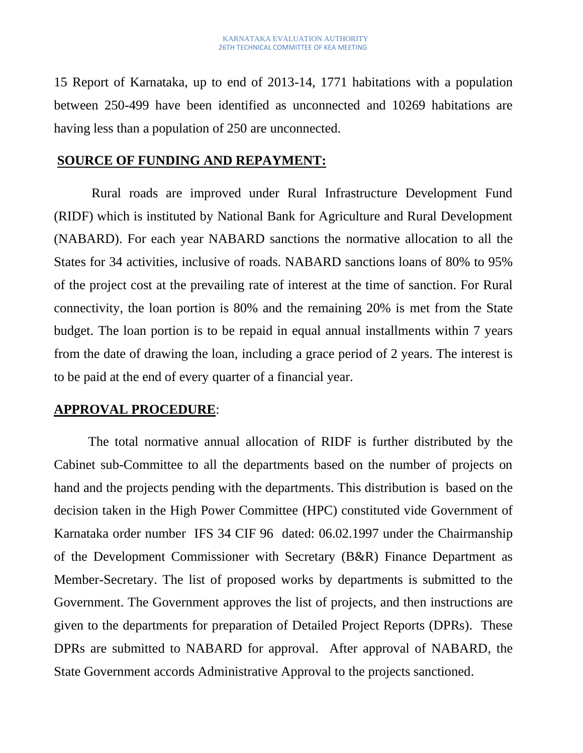15 Report of Karnataka, up to end of 2013-14, 1771 habitations with a population between 250-499 have been identified as unconnected and 10269 habitations are having less than a population of 250 are unconnected.

## SOURCE OF FUNDING AND REPAYMENT:

Rural roads are improved under Rural Infrastructure Development Fund (RIDF) which is instituted by National Bank for Agriculture and Rural Development (NABARD). For each year NABARD sanctions the normative allocation to all the States for 34 activities, inclusive of roads. NABARD sanctions loans of 80% to 95% of the project cost at the prevailing rate of interest at the time of sanction. For Rural connectivity, the loan portion is 80% and the remaining 20% is met from the State budget. The loan portion is to be repaid in equal annual installments within 7 years from the date of drawing the loan, including a grace period of 2 years. The interest is to be paid at the end of every quarter of a financial year.

## APPROVAL PROCEDURE:

The total normative annual allocation of RIDF is further distributed by the Cabinet sub-Committee to all the departments based on the number of projects on hand and the projects pending with the departments. This distribution is based on the decision taken in the High Power Committee (HPC) constituted vide Government of Karnataka order number IFS 34 CIF 96 dated: 06.02.1997 under the Chairmanship of the Development Commissioner with Secretary (B&R) Finance Department as Member-Secretary. The list of proposed works by departments is submitted to the Government. The Government approves the list of projects, and then instructions are given to the departments for preparation of Detailed Project Reports (DPRs). These DPRs are submitted to NABARD for approval. After approval of NABARD, the State Government accords Administrative Approval to the projects sanctioned.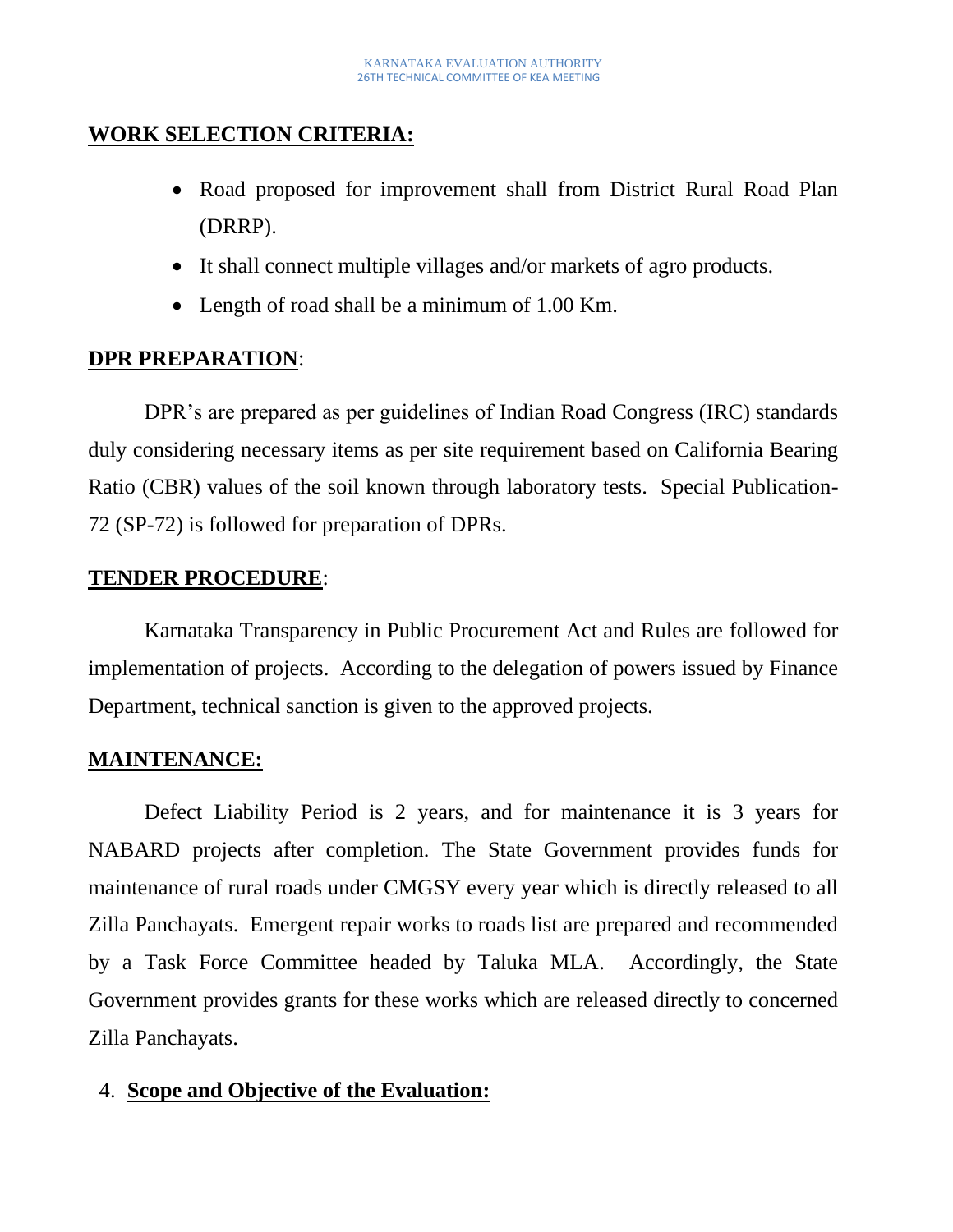## WORK SELECTION CRITERIA:

- Road proposed for improvement shall from District Rural Road Plan (DRRP).
- It shall connect multiple villages and/or markets of agro products.
- Length of road shall be a minimum of 1.00 Km.

## DPR PREPARATION:

DPR's are prepared as per guidelines of Indian Road Congress (IRC) standards duly considering necessary items as per site requirement based on California Bearing Ratio (CBR) values of the soil known through laboratory tests. Special Publication-72 (SP-72) is followed for preparation of DPRs.

## TENDER PROCEDURE:

Karnataka Transparency in Public Procurement Act and Rules are followed for implementation of projects. According to the delegation of powers issued by Finance Department, technical sanction is given to the approved projects.

## MAINTENANCE:

Defect Liability Period is 2 years, and for maintenance it is 3 years for NABARD projects after completion. The State Government provides funds for maintenance of rural roads under CMGSY every year which is directly released to all Zilla Panchayats. Emergent repair works to roads list are prepared and recommended by a Task Force Committee headed by Taluka MLA. Accordingly, the State Government provides grants for these works which are released directly to concerned Zilla Panchayats.

## 4. Scope and Objective of the Evaluation: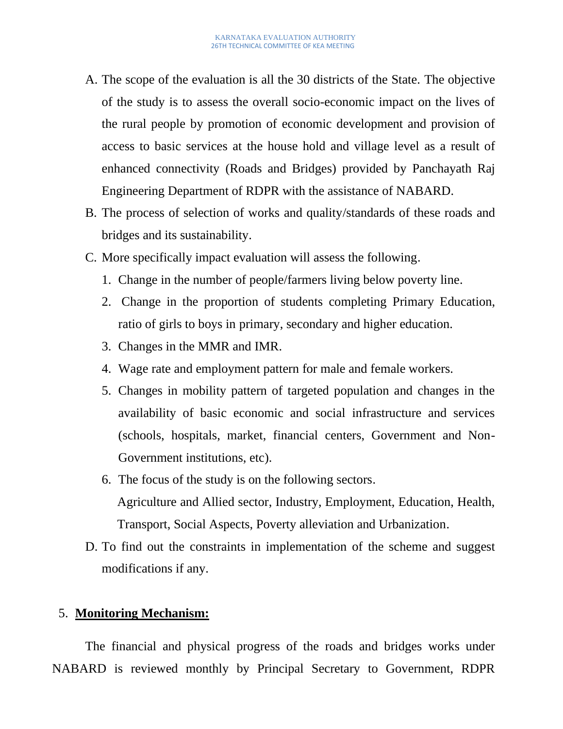A. The scope of the evaluation is all the 30 districts of the State. The objective of the study is to assess the overall socio-economic impact on the lives of the rural people by promotion of economic development and provision of access to basic services at the house hold and village level as a result of enhanced connectivity (Roads and Bridges) provided by Panchayath Raj Engineering Department of RDPR with the assistance of NABARD.

B. The process of selection of works and quality/standards of these roads and bridges and its sustainability.

C. More specifically impact evaluation will assess the following.

   1. Change in the number of people/farmers living below poverty line.
   2. Change in the proportion of students completing Primary Education, ratio of girls to boys in primary, secondary and higher education.
   3. Changes in the MMR and IMR.
   4. Wage rate and employment pattern for male and female workers.
   5. Changes in mobility pattern of targeted population and changes in the availability of basic economic and social infrastructure and services (schools, hospitals, market, financial centers, Government and Non-Government institutions, etc).
   6. The focus of the study is on the following sectors.

      Agriculture and Allied sector, Industry, Employment, Education, Health, Transport, Social Aspects, Poverty alleviation and Urbanization.

D. To find out the constraints in implementation of the scheme and suggest modifications if any.

## 5. **Monitoring Mechanism:**

The financial and physical progress of the roads and bridges works under NABARD is reviewed monthly by Principal Secretary to Government, RDPR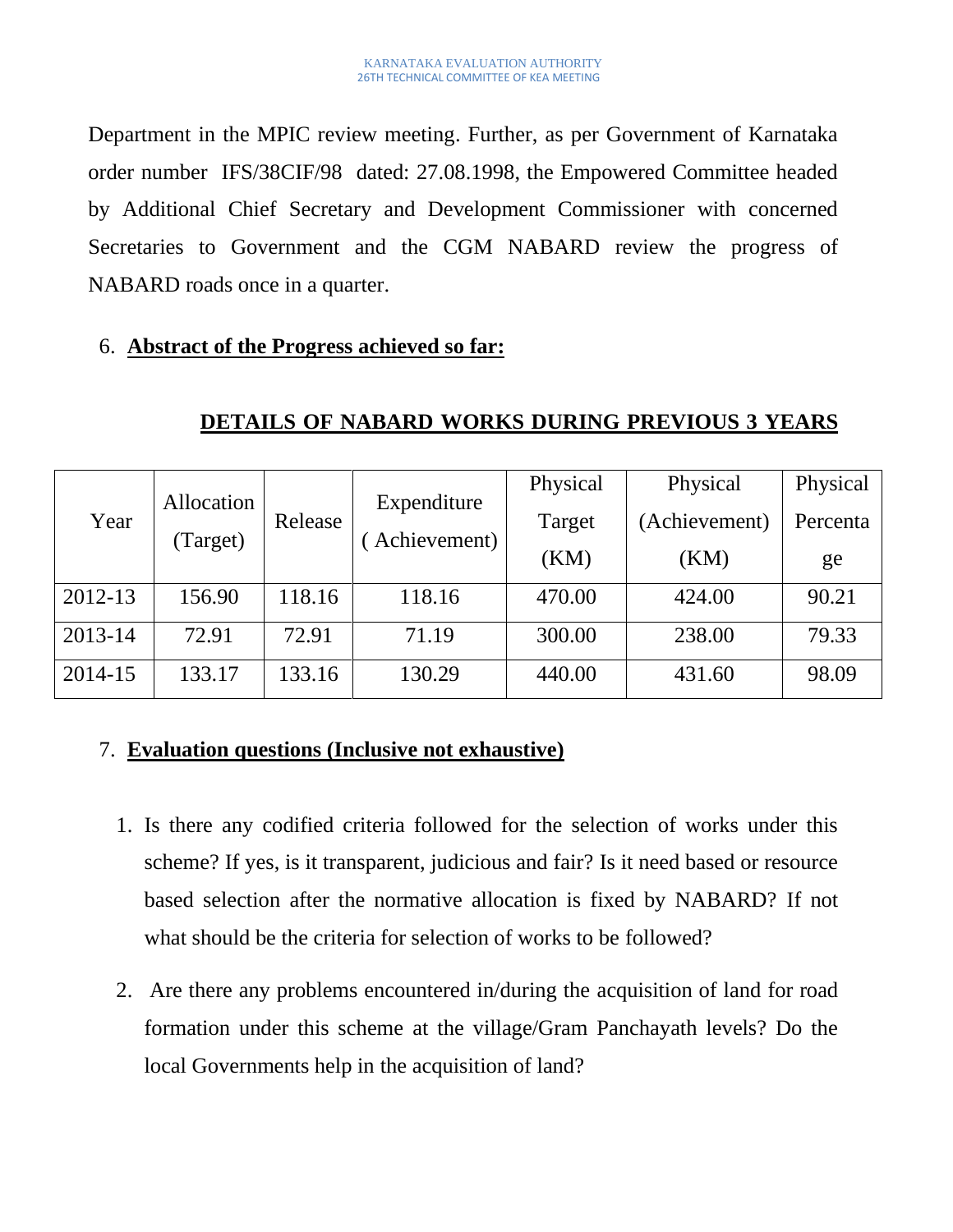Department in the MPIC review meeting. Further, as per Government of Karnataka order number IFS/38CIF/98 dated: 27.08.1998, the Empowered Committee headed by Additional Chief Secretary and Development Commissioner with concerned Secretaries to Government and the CGM NABARD review the progress of NABARD roads once in a quarter.

6. **Abstract of the Progress achieved so far:**

**DETAILS OF NABARD WORKS DURING PREVIOUS 3 YEARS**

| Year | Allocation (Target) | Release | Expenditure ( Achievement) | Physical Target (KM) | Physical (Achievement) (KM) | Physical Percentage |
|---|---|---|---|---|---|---|
| 2012-13 | 156.90 | 118.16 | 118.16 | 470.00 | 424.00 | 90.21 |
| 2013-14 | 72.91 | 72.91 | 71.19 | 300.00 | 238.00 | 79.33 |
| 2014-15 | 133.17 | 133.16 | 130.29 | 440.00 | 431.60 | 98.09 |

7. **Evaluation questions (Inclusive not exhaustive)**

1. Is there any codified criteria followed for the selection of works under this scheme? If yes, is it transparent, judicious and fair? Is it need based or resource based selection after the normative allocation is fixed by NABARD? If not what should be the criteria for selection of works to be followed?
2. Are there any problems encountered in/during the acquisition of land for road formation under this scheme at the village/Gram Panchayath levels? Do the local Governments help in the acquisition of land?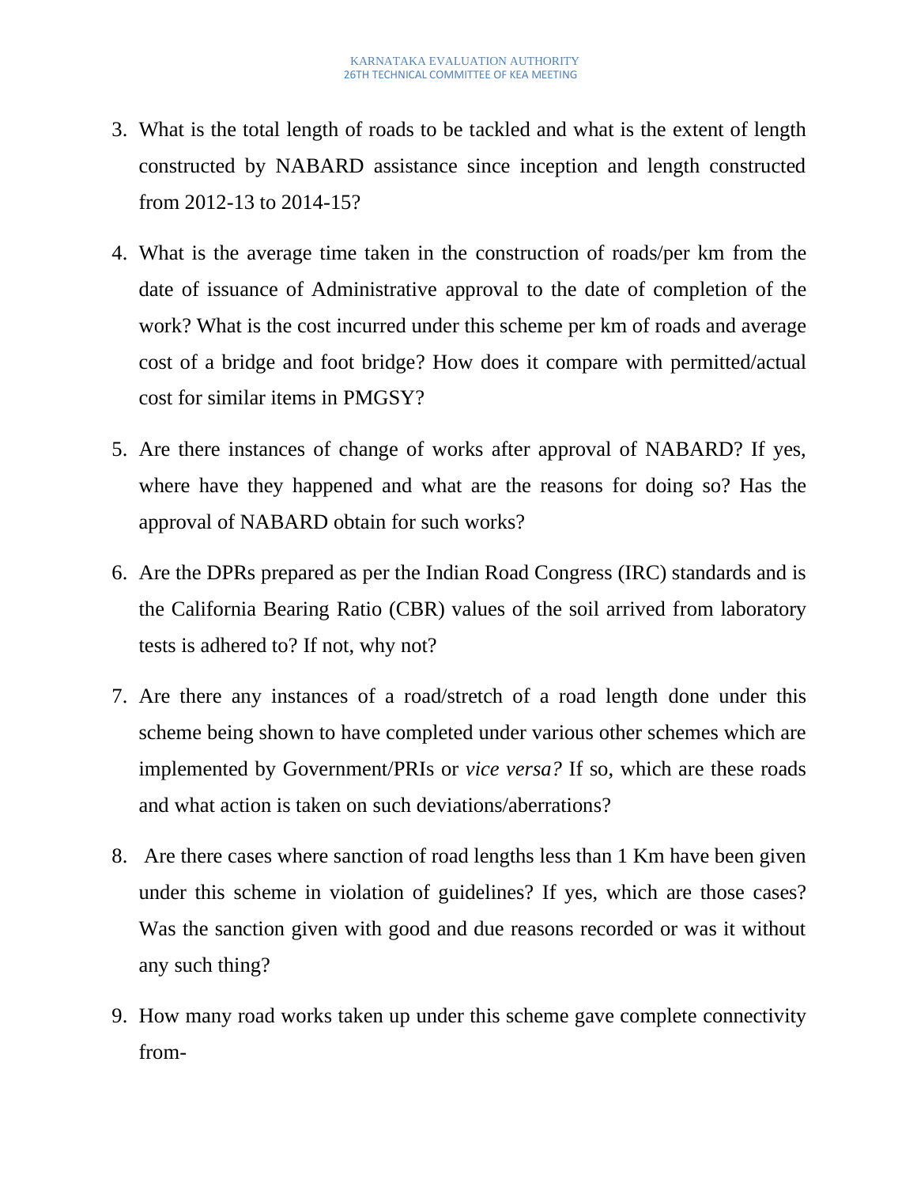3. What is the total length of roads to be tackled and what is the extent of length constructed by NABARD assistance since inception and length constructed from 2012-13 to 2014-15?

4. What is the average time taken in the construction of roads/per km from the date of issuance of Administrative approval to the date of completion of the work? What is the cost incurred under this scheme per km of roads and average cost of a bridge and foot bridge? How does it compare with permitted/actual cost for similar items in PMGSY?

5. Are there instances of change of works after approval of NABARD? If yes, where have they happened and what are the reasons for doing so? Has the approval of NABARD obtain for such works?

6. Are the DPRs prepared as per the Indian Road Congress (IRC) standards and is the California Bearing Ratio (CBR) values of the soil arrived from laboratory tests is adhered to? If not, why not?

7. Are there any instances of a road/stretch of a road length done under this scheme being shown to have completed under various other schemes which are implemented by Government/PRIs or *vice versa?* If so, which are these roads and what action is taken on such deviations/aberrations?

8. Are there cases where sanction of road lengths less than 1 Km have been given under this scheme in violation of guidelines? If yes, which are those cases? Was the sanction given with good and due reasons recorded or was it without any such thing?

9. How many road works taken up under this scheme gave complete connectivity from-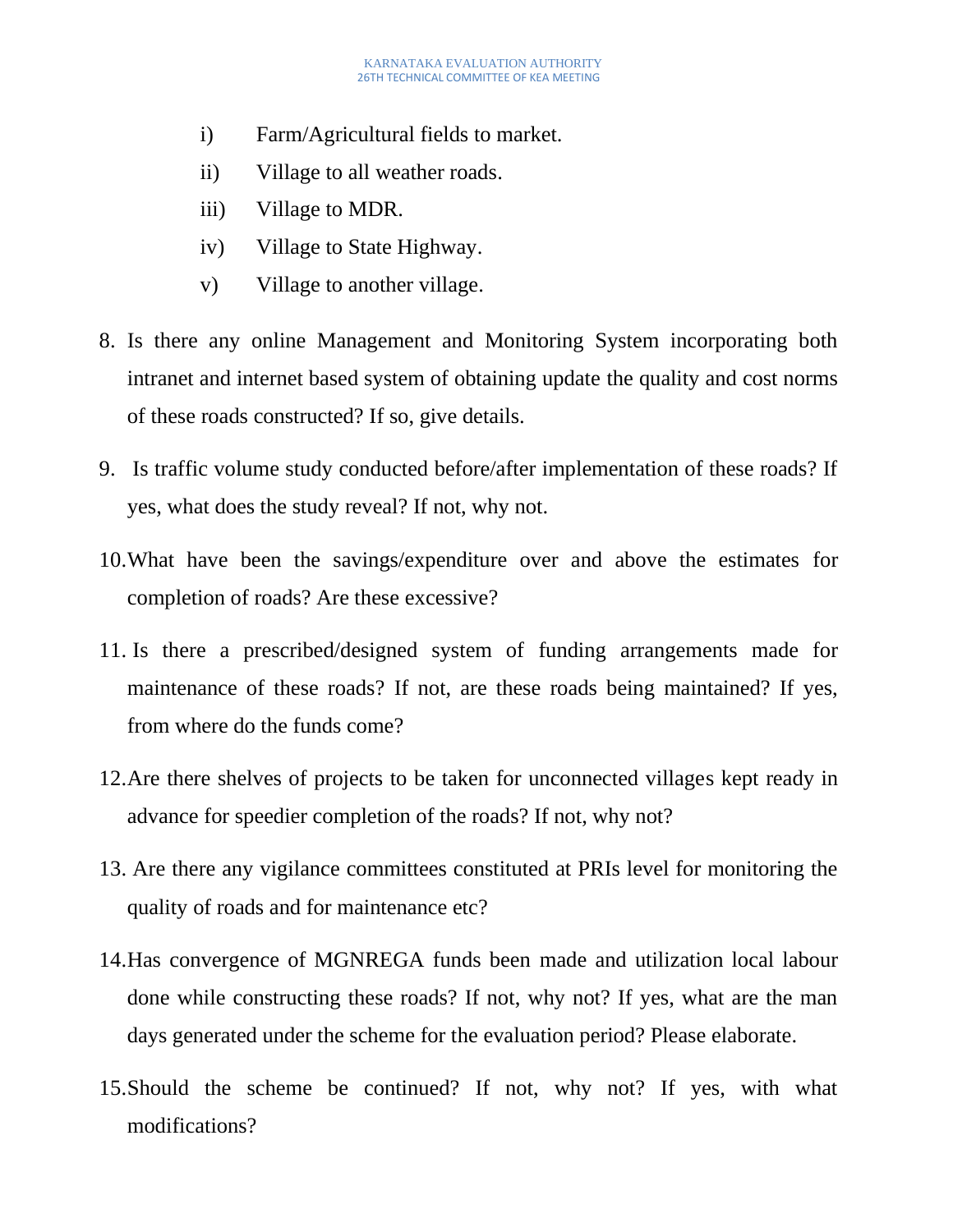i) Farm/Agricultural fields to market.

ii) Village to all weather roads.

iii) Village to MDR.

iv) Village to State Highway.

v) Village to another village.

8. Is there any online Management and Monitoring System incorporating both intranet and internet based system of obtaining update the quality and cost norms of these roads constructed? If so, give details.

9. Is traffic volume study conducted before/after implementation of these roads? If yes, what does the study reveal? If not, why not.

10. What have been the savings/expenditure over and above the estimates for completion of roads? Are these excessive?

11. Is there a prescribed/designed system of funding arrangements made for maintenance of these roads? If not, are these roads being maintained? If yes, from where do the funds come?

12. Are there shelves of projects to be taken for unconnected villages kept ready in advance for speedier completion of the roads? If not, why not?

13. Are there any vigilance committees constituted at PRIs level for monitoring the quality of roads and for maintenance etc?

14. Has convergence of MGNREGA funds been made and utilization local labour done while constructing these roads? If not, why not? If yes, what are the man days generated under the scheme for the evaluation period? Please elaborate.

15. Should the scheme be continued? If not, why not? If yes, with what modifications?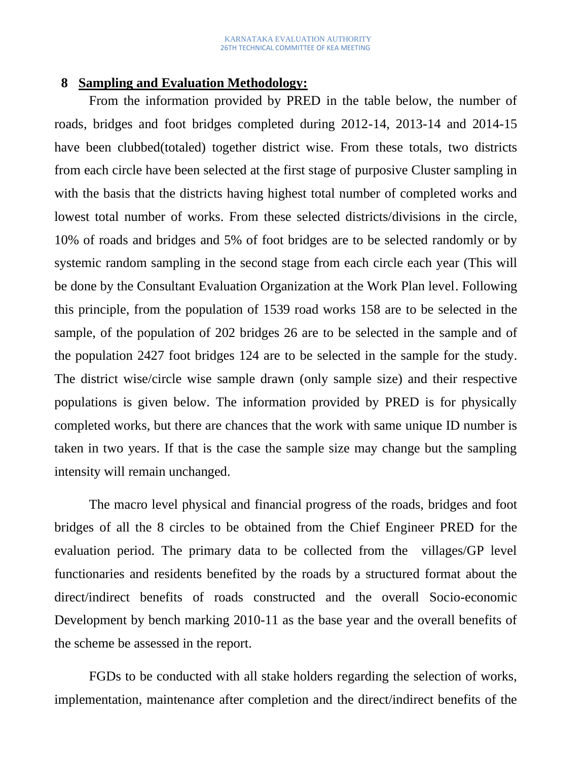## 8 Sampling and Evaluation Methodology:

From the information provided by PRED in the table below, the number of roads, bridges and foot bridges completed during 2012-14, 2013-14 and 2014-15 have been clubbed(totaled) together district wise. From these totals, two districts from each circle have been selected at the first stage of purposive Cluster sampling in with the basis that the districts having highest total number of completed works and lowest total number of works. From these selected districts/divisions in the circle, 10% of roads and bridges and 5% of foot bridges are to be selected randomly or by systemic random sampling in the second stage from each circle each year (This will be done by the Consultant Evaluation Organization at the Work Plan level. Following this principle, from the population of 1539 road works 158 are to be selected in the sample, of the population of 202 bridges 26 are to be selected in the sample and of the population 2427 foot bridges 124 are to be selected in the sample for the study. The district wise/circle wise sample drawn (only sample size) and their respective populations is given below. The information provided by PRED is for physically completed works, but there are chances that the work with same unique ID number is taken in two years. If that is the case the sample size may change but the sampling intensity will remain unchanged.

The macro level physical and financial progress of the roads, bridges and foot bridges of all the 8 circles to be obtained from the Chief Engineer PRED for the evaluation period. The primary data to be collected from the villages/GP level functionaries and residents benefited by the roads by a structured format about the direct/indirect benefits of roads constructed and the overall Socio-economic Development by bench marking 2010-11 as the base year and the overall benefits of the scheme be assessed in the report.

FGDs to be conducted with all stake holders regarding the selection of works, implementation, maintenance after completion and the direct/indirect benefits of the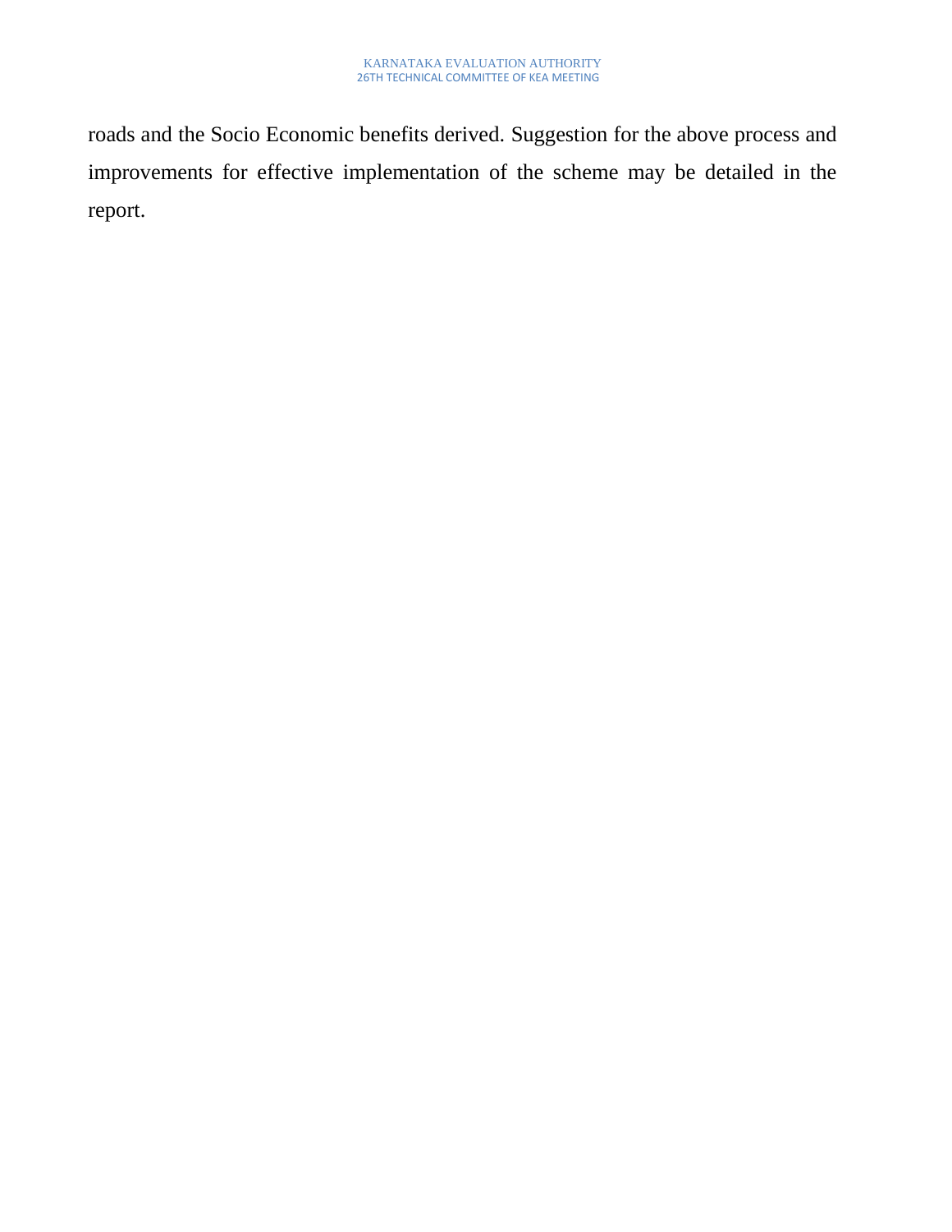roads and the Socio Economic benefits derived. Suggestion for the above process and improvements for effective implementation of the scheme may be detailed in the report.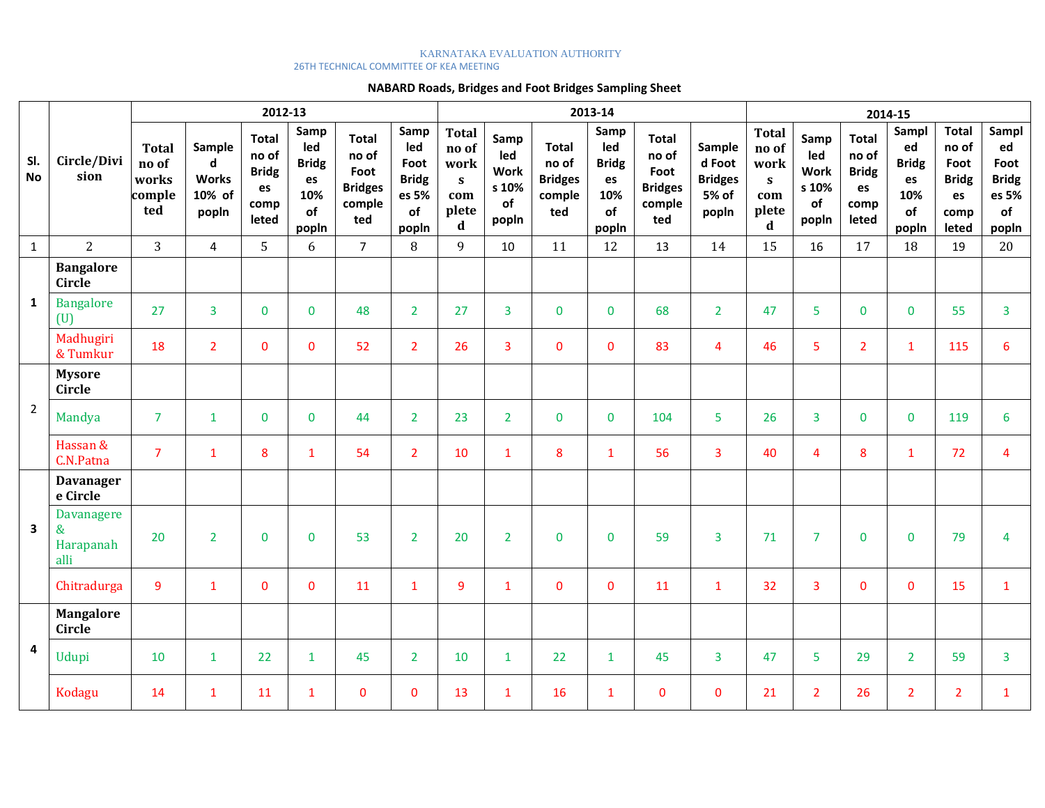KARNATAKA EVALUATION AUTHORITY

26TH TECHNICAL COMMITTEE OF KEA MEETING

**NABARD Roads, Bridges and Foot Bridges Sampling Sheet**

| Sl. No | Circle/Division | 2012-13 | | | | | | 2013-14 | | | | | | 2014-15 | | | | | |
|---|---|---|---|---|---|---|---|---|---|---|---|---|---|---|---|---|---|---|---|
| | | Total no of works completed | Sampled Works 10% of popln | Total no of Bridges completed | Sampled Bridges 10% of popln | Total no of Foot Bridges completed | Sampled Foot Bridges 5% of popln | Total no of works completed | Sampled Works 10% of popln | Total no of Bridges completed | Sampled Bridges 10% of popln | Total no of Foot Bridges completed | Sampled Foot Bridges 5% of popln | Total no of works completed | Sampled Works 10% of popln | Total no of Bridges completed | Sampled Bridges 10% of popln | Total no of Foot Bridges completed | Sampled Foot Bridges 5% of popln |
| 1 | 2 | 3 | 4 | 5 | 6 | 7 | 8 | 9 | 10 | 11 | 12 | 13 | 14 | 15 | 16 | 17 | 18 | 19 | 20 |
| 1 | **Bangalore Circle** | | | | | | | | | | | | | | | | | | |
| | Bangalore (U) | 27 | 3 | 0 | 0 | 48 | 2 | 27 | 3 | 0 | 0 | 68 | 2 | 47 | 5 | 0 | 0 | 55 | 3 |
| | Madhugiri & Tumkur | 18 | 2 | 0 | 0 | 52 | 2 | 26 | 3 | 0 | 0 | 83 | 4 | 46 | 5 | 2 | 1 | 115 | 6 |
| 2 | **Mysore Circle** | | | | | | | | | | | | | | | | | | |
| | Mandya | 7 | 1 | 0 | 0 | 44 | 2 | 23 | 2 | 0 | 0 | 104 | 5 | 26 | 3 | 0 | 0 | 119 | 6 |
| | Hassan & C.N.Patna | 7 | 1 | 8 | 1 | 54 | 2 | 10 | 1 | 8 | 1 | 56 | 3 | 40 | 4 | 8 | 1 | 72 | 4 |
| 3 | **Davanagere Circle** | | | | | | | | | | | | | | | | | | |
| | Davanagere & Harapanahalli | 20 | 2 | 0 | 0 | 53 | 2 | 20 | 2 | 0 | 0 | 59 | 3 | 71 | 7 | 0 | 0 | 79 | 4 |
| | Chitradurga | 9 | 1 | 0 | 0 | 11 | 1 | 9 | 1 | 0 | 0 | 11 | 1 | 32 | 3 | 0 | 0 | 15 | 1 |
| 4 | **Mangalore Circle** | | | | | | | | | | | | | | | | | | |
| | Udupi | 10 | 1 | 22 | 1 | 45 | 2 | 10 | 1 | 22 | 1 | 45 | 3 | 47 | 5 | 29 | 2 | 59 | 3 |
| | Kodagu | 14 | 1 | 11 | 1 | 0 | 0 | 13 | 1 | 16 | 1 | 0 | 0 | 21 | 2 | 26 | 2 | 2 | 1 |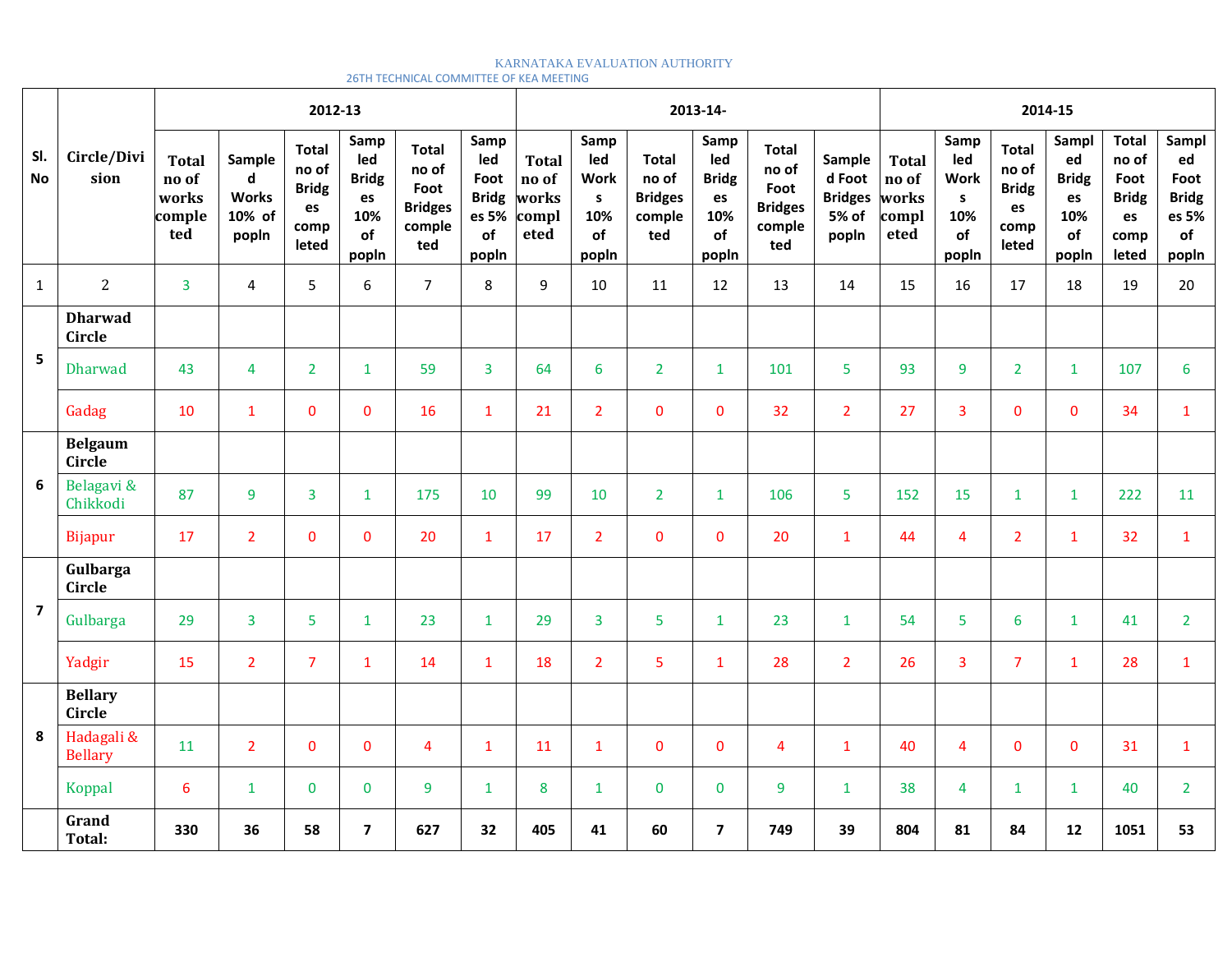KARNATAKA EVALUATION AUTHORITY

26TH TECHNICAL COMMITTEE OF KEA MEETING

| Sl. No | Circle/Division | 2012-13 | | | | | | 2013-14- | | | | | | 2014-15 | | | | | |
|---|---|---|---|---|---|---|---|---|---|---|---|---|---|---|---|---|---|---|---|
| | | Total no of works completed | Sampled Works 10% of popln | Total no of Bridges completed | Sampled Bridges 10% of popln | Total no of Foot Bridges completed | Sampled Foot Bridges 5% of popln | Total no of works completed | Sampled Works 10% of popln | Total no of Bridges completed | Sampled Bridges 10% of popln | Total no of Foot Bridges completed | Sampled Foot Bridges 5% of popln | Total no of works completed | Sampled Works 10% of popln | Total no of Bridges completed | Sampled Bridges 10% of popln | Total no of Foot Bridges completed | Sampled Foot Bridges 5% of popln |
| 1 | 2 | 3 | 4 | 5 | 6 | 7 | 8 | 9 | 10 | 11 | 12 | 13 | 14 | 15 | 16 | 17 | 18 | 19 | 20 |
| 5 | **Dharwad Circle** | | | | | | | | | | | | | | | | | | |
| | Dharwad | 43 | 4 | 2 | 1 | 59 | 3 | 64 | 6 | 2 | 1 | 101 | 5 | 93 | 9 | 2 | 1 | 107 | 6 |
| | Gadag | 10 | 1 | 0 | 0 | 16 | 1 | 21 | 2 | 0 | 0 | 32 | 2 | 27 | 3 | 0 | 0 | 34 | 1 |
| 6 | **Belgaum Circle** | | | | | | | | | | | | | | | | | | |
| | Belagavi & Chikkodi | 87 | 9 | 3 | 1 | 175 | 10 | 99 | 10 | 2 | 1 | 106 | 5 | 152 | 15 | 1 | 1 | 222 | 11 |
| | Bijapur | 17 | 2 | 0 | 0 | 20 | 1 | 17 | 2 | 0 | 0 | 20 | 1 | 44 | 4 | 2 | 1 | 32 | 1 |
| 7 | **Gulbarga Circle** | | | | | | | | | | | | | | | | | | |
| | Gulbarga | 29 | 3 | 5 | 1 | 23 | 1 | 29 | 3 | 5 | 1 | 23 | 1 | 54 | 5 | 6 | 1 | 41 | 2 |
| | Yadgir | 15 | 2 | 7 | 1 | 14 | 1 | 18 | 2 | 5 | 1 | 28 | 2 | 26 | 3 | 7 | 1 | 28 | 1 |
| 8 | **Bellary Circle** | | | | | | | | | | | | | | | | | | |
| | Hadagali & Bellary | 11 | 2 | 0 | 0 | 4 | 1 | 11 | 1 | 0 | 0 | 4 | 1 | 40 | 4 | 0 | 0 | 31 | 1 |
| | Koppal | 6 | 1 | 0 | 0 | 9 | 1 | 8 | 1 | 0 | 0 | 9 | 1 | 38 | 4 | 1 | 1 | 40 | 2 |
| | **Grand Total:** | **330** | **36** | **58** | **7** | **627** | **32** | **405** | **41** | **60** | **7** | **749** | **39** | **804** | **81** | **84** | **12** | **1051** | **53** |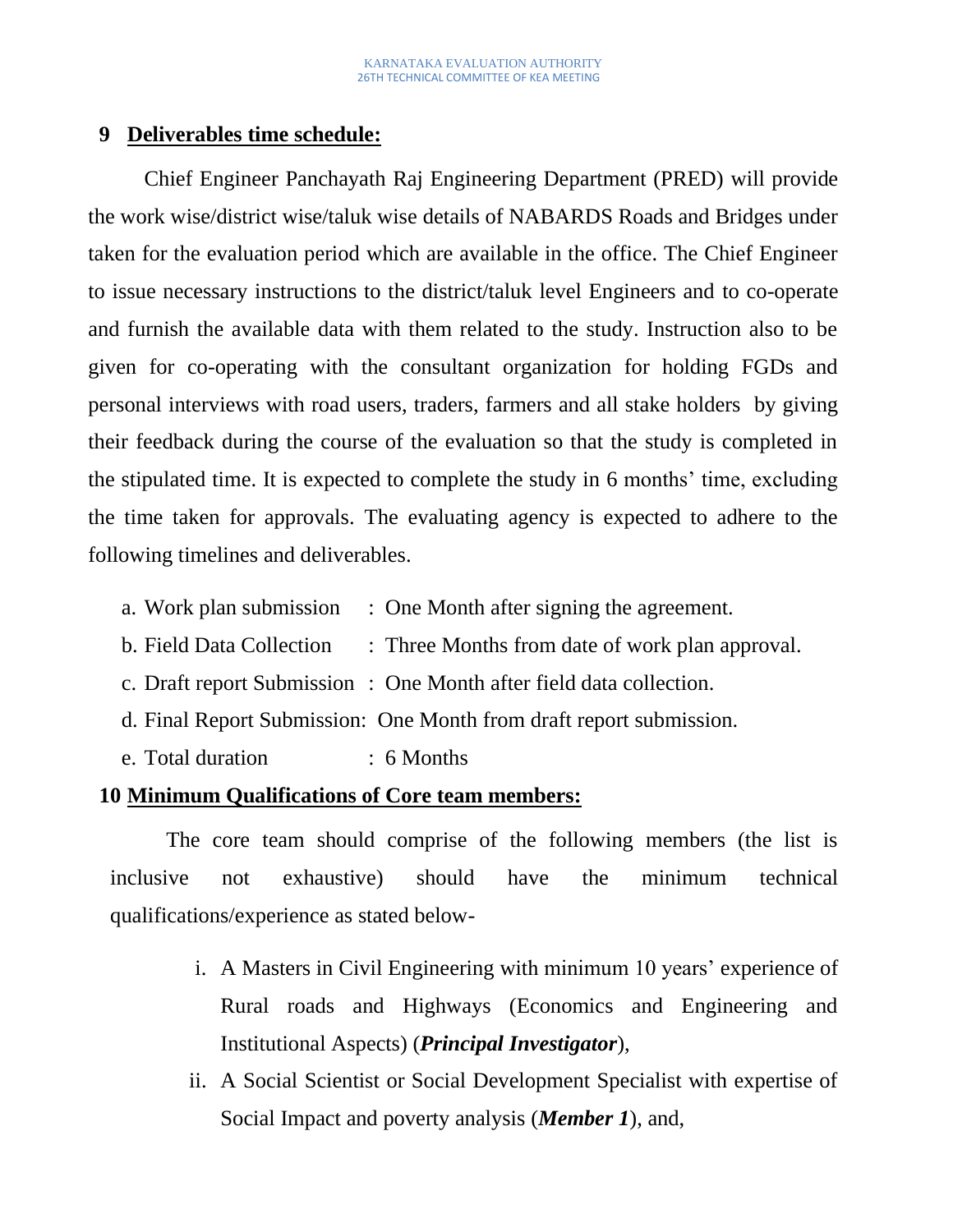## 9 Deliverables time schedule:

Chief Engineer Panchayath Raj Engineering Department (PRED) will provide the work wise/district wise/taluk wise details of NABARDS Roads and Bridges under taken for the evaluation period which are available in the office. The Chief Engineer to issue necessary instructions to the district/taluk level Engineers and to co-operate and furnish the available data with them related to the study. Instruction also to be given for co-operating with the consultant organization for holding FGDs and personal interviews with road users, traders, farmers and all stake holders by giving their feedback during the course of the evaluation so that the study is completed in the stipulated time. It is expected to complete the study in 6 months' time, excluding the time taken for approvals. The evaluating agency is expected to adhere to the following timelines and deliverables.

a. Work plan submission : One Month after signing the agreement.
b. Field Data Collection : Three Months from date of work plan approval.
c. Draft report Submission : One Month after field data collection.
d. Final Report Submission: One Month from draft report submission.
e. Total duration : 6 Months

## 10 Minimum Qualifications of Core team members:

The core team should comprise of the following members (the list is inclusive not exhaustive) should have the minimum technical qualifications/experience as stated below-

i. A Masters in Civil Engineering with minimum 10 years' experience of Rural roads and Highways (Economics and Engineering and Institutional Aspects) (***Principal Investigator***),
ii. A Social Scientist or Social Development Specialist with expertise of Social Impact and poverty analysis (***Member 1***), and,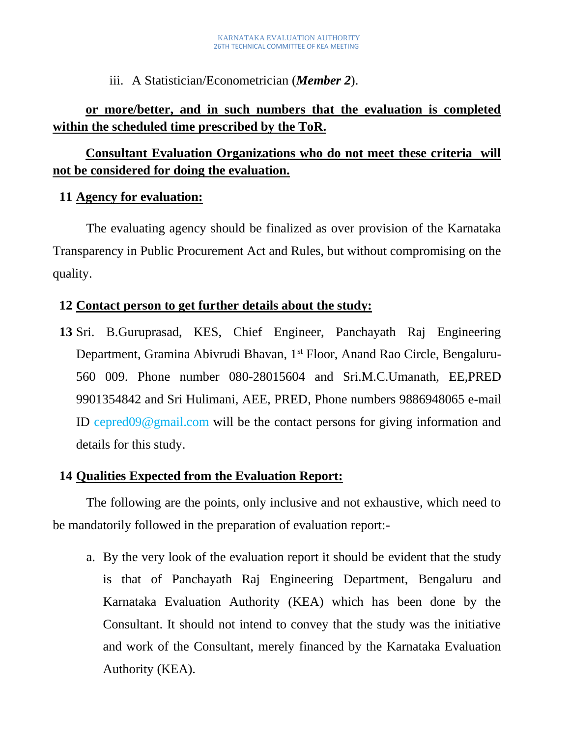iii. A Statistician/Econometrician (***Member 2***).

**or more/better, and in such numbers that the evaluation is completed within the scheduled time prescribed by the ToR.**

**Consultant Evaluation Organizations who do not meet these criteria will not be considered for doing the evaluation.**

## 11 Agency for evaluation:

The evaluating agency should be finalized as over provision of the Karnataka Transparency in Public Procurement Act and Rules, but without compromising on the quality.

## 12 Contact person to get further details about the study:

**13** Sri. B.Guruprasad, KES, Chief Engineer, Panchayath Raj Engineering Department, Gramina Abivrudi Bhavan, 1st Floor, Anand Rao Circle, Bengaluru-560 009. Phone number 080-28015604 and Sri.M.C.Umanath, EE,PRED 9901354842 and Sri Hulimani, AEE, PRED, Phone numbers 9886948065 e-mail ID cepred09@gmail.com will be the contact persons for giving information and details for this study.

## 14 Qualities Expected from the Evaluation Report:

The following are the points, only inclusive and not exhaustive, which need to be mandatorily followed in the preparation of evaluation report:-

a. By the very look of the evaluation report it should be evident that the study is that of Panchayath Raj Engineering Department, Bengaluru and Karnataka Evaluation Authority (KEA) which has been done by the Consultant. It should not intend to convey that the study was the initiative and work of the Consultant, merely financed by the Karnataka Evaluation Authority (KEA).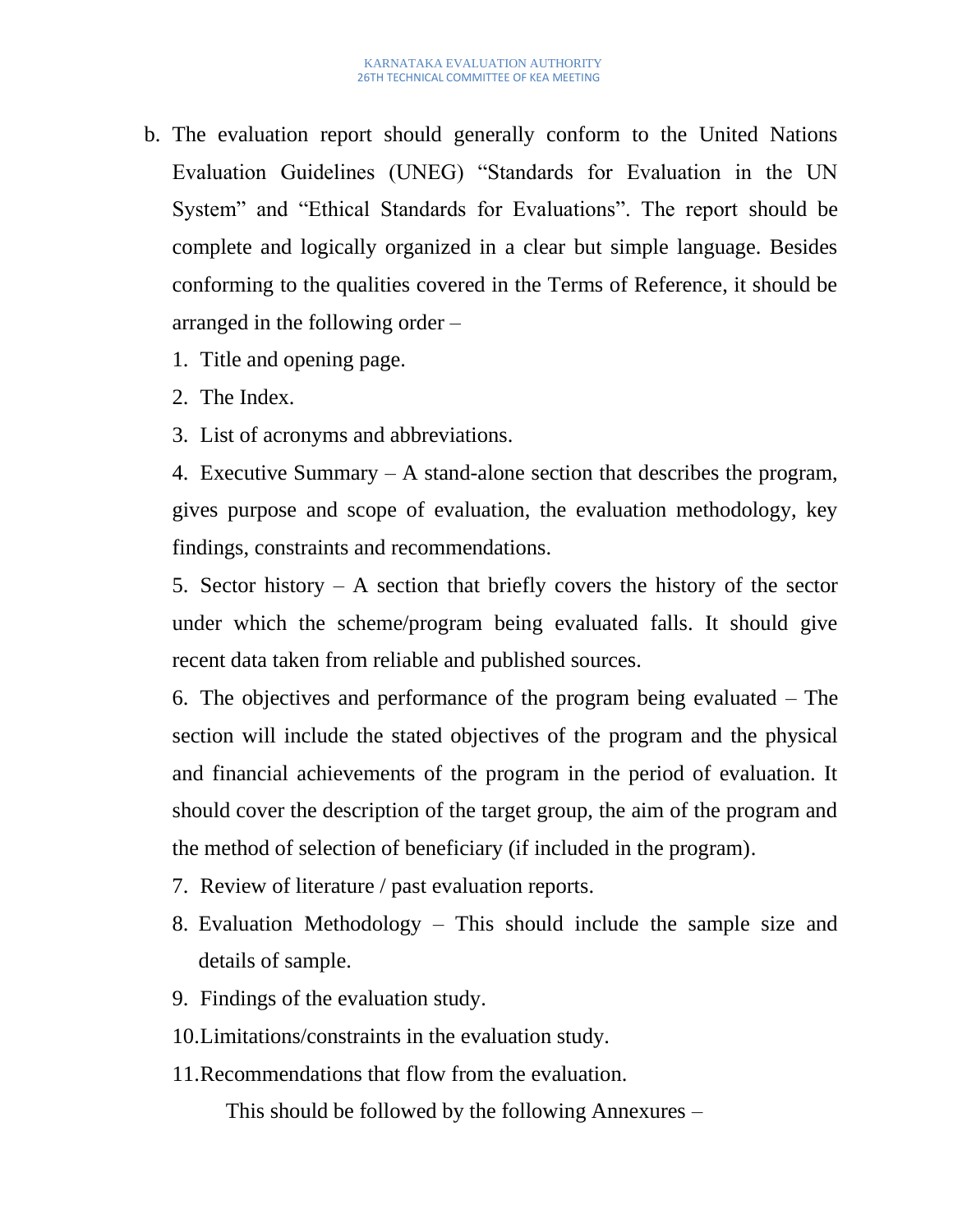b. The evaluation report should generally conform to the United Nations Evaluation Guidelines (UNEG) “Standards for Evaluation in the UN System” and “Ethical Standards for Evaluations”. The report should be complete and logically organized in a clear but simple language. Besides conforming to the qualities covered in the Terms of Reference, it should be arranged in the following order –

1. Title and opening page.
2. The Index.
3. List of acronyms and abbreviations.
4. Executive Summary – A stand-alone section that describes the program, gives purpose and scope of evaluation, the evaluation methodology, key findings, constraints and recommendations.
5. Sector history – A section that briefly covers the history of the sector under which the scheme/program being evaluated falls. It should give recent data taken from reliable and published sources.
6. The objectives and performance of the program being evaluated – The section will include the stated objectives of the program and the physical and financial achievements of the program in the period of evaluation. It should cover the description of the target group, the aim of the program and the method of selection of beneficiary (if included in the program).
7. Review of literature / past evaluation reports.
8. Evaluation Methodology – This should include the sample size and details of sample.
9. Findings of the evaluation study.
10. Limitations/constraints in the evaluation study.
11. Recommendations that flow from the evaluation.

This should be followed by the following Annexures –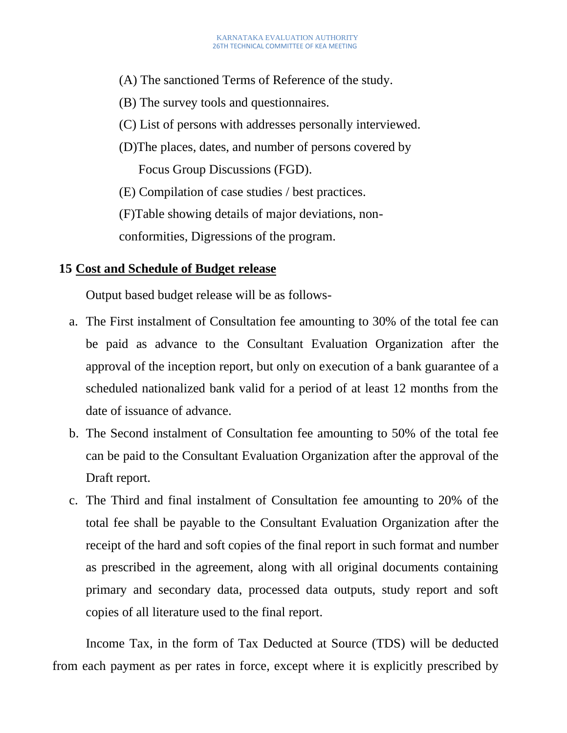(A) The sanctioned Terms of Reference of the study.

(B) The survey tools and questionnaires.

(C) List of persons with addresses personally interviewed.

(D)The places, dates, and number of persons covered by Focus Group Discussions (FGD).

(E) Compilation of case studies / best practices.

(F)Table showing details of major deviations, non-conformities, Digressions of the program.

## 15 <u>Cost and Schedule of Budget release</u>

Output based budget release will be as follows-

a. The First instalment of Consultation fee amounting to 30% of the total fee can be paid as advance to the Consultant Evaluation Organization after the approval of the inception report, but only on execution of a bank guarantee of a scheduled nationalized bank valid for a period of at least 12 months from the date of issuance of advance.

b. The Second instalment of Consultation fee amounting to 50% of the total fee can be paid to the Consultant Evaluation Organization after the approval of the Draft report.

c. The Third and final instalment of Consultation fee amounting to 20% of the total fee shall be payable to the Consultant Evaluation Organization after the receipt of the hard and soft copies of the final report in such format and number as prescribed in the agreement, along with all original documents containing primary and secondary data, processed data outputs, study report and soft copies of all literature used to the final report.

Income Tax, in the form of Tax Deducted at Source (TDS) will be deducted from each payment as per rates in force, except where it is explicitly prescribed by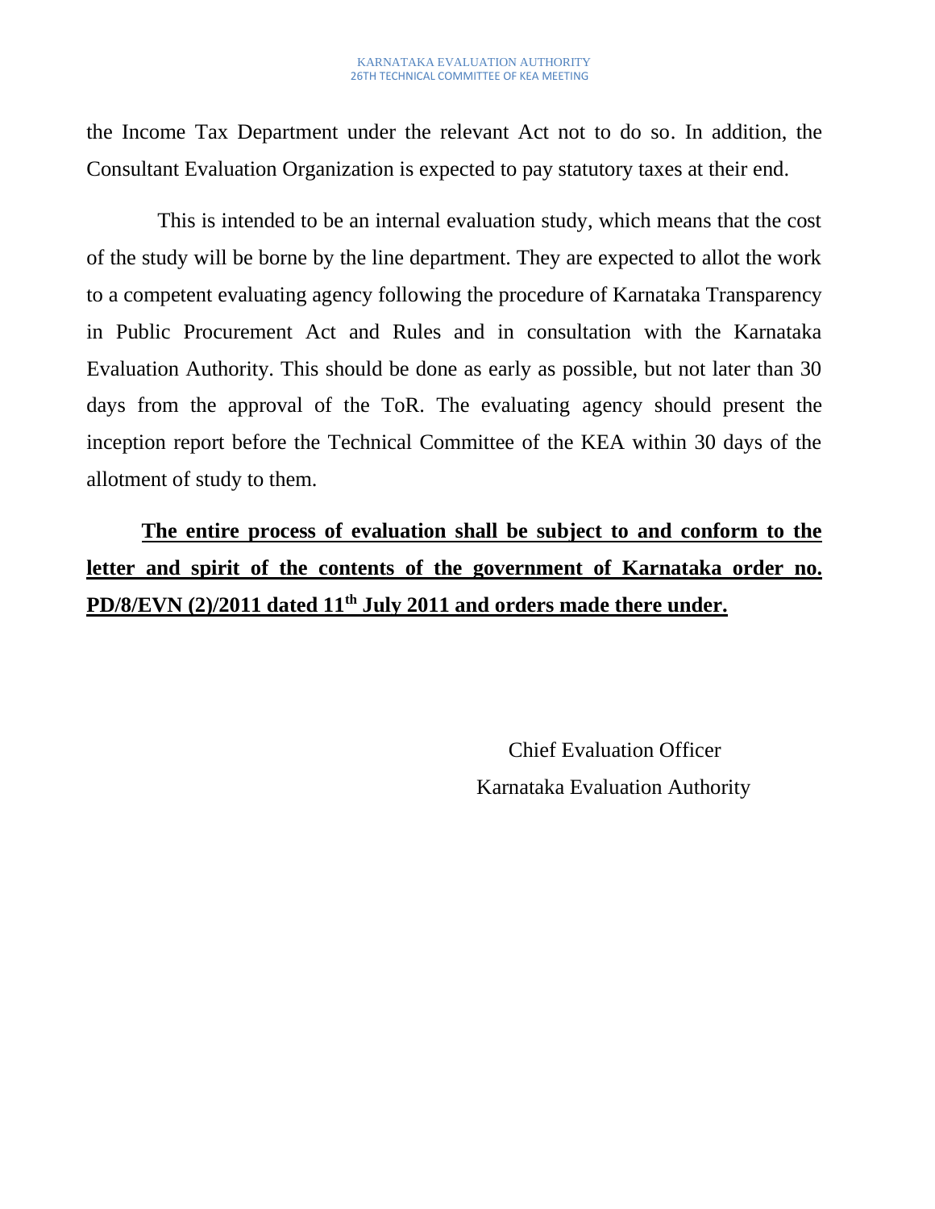the Income Tax Department under the relevant Act not to do so. In addition, the Consultant Evaluation Organization is expected to pay statutory taxes at their end.

This is intended to be an internal evaluation study, which means that the cost of the study will be borne by the line department. They are expected to allot the work to a competent evaluating agency following the procedure of Karnataka Transparency in Public Procurement Act and Rules and in consultation with the Karnataka Evaluation Authority. This should be done as early as possible, but not later than 30 days from the approval of the ToR. The evaluating agency should present the inception report before the Technical Committee of the KEA within 30 days of the allotment of study to them.

**The entire process of evaluation shall be subject to and conform to the letter and spirit of the contents of the government of Karnataka order no. PD/8/EVN (2)/2011 dated 11th July 2011 and orders made there under.**

Chief Evaluation Officer
Karnataka Evaluation Authority